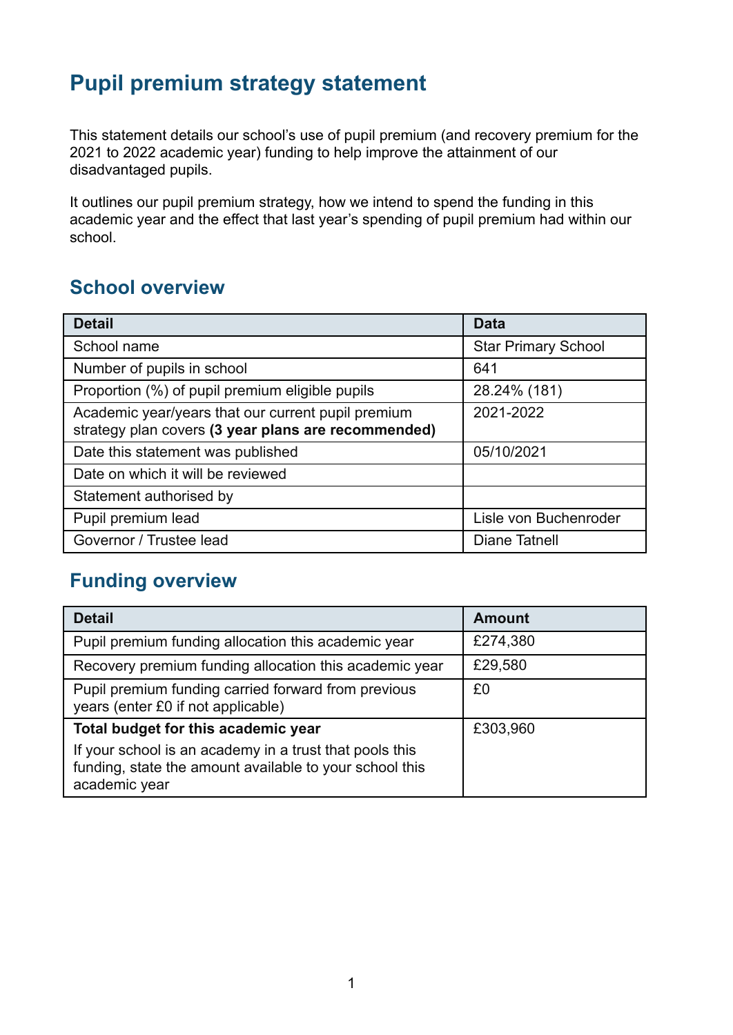# Pupil premium strategy statement

This statement details our school's use of pupil premium (and recovery premium for the 2021 to 2022 academic year) funding to help improve the attainment of our disadvantaged pupils.

It outlines our pupil premium strategy, how we intend to spend the funding in this academic year and the effect that last year's spending of pupil premium had within our school.

## School overview

| Detail | Data |
|---|---|
| School name | Star Primary School |
| Number of pupils in school | 641 |
| Proportion (%) of pupil premium eligible pupils | 28.24% (181) |
| Academic year/years that our current pupil premium strategy plan covers **(3 year plans are recommended)** | 2021-2022 |
| Date this statement was published | 05/10/2021 |
| Date on which it will be reviewed | |
| Statement authorised by | |
| Pupil premium lead | Lisle von Buchenroder |
| Governor / Trustee lead | Diane Tatnell |

## Funding overview

| Detail | Amount |
|---|---|
| Pupil premium funding allocation this academic year | £274,380 |
| Recovery premium funding allocation this academic year | £29,580 |
| Pupil premium funding carried forward from previous years (enter £0 if not applicable) | £0 |
| **Total budget for this academic year**<br>If your school is an academy in a trust that pools this funding, state the amount available to your school this academic year | £303,960 |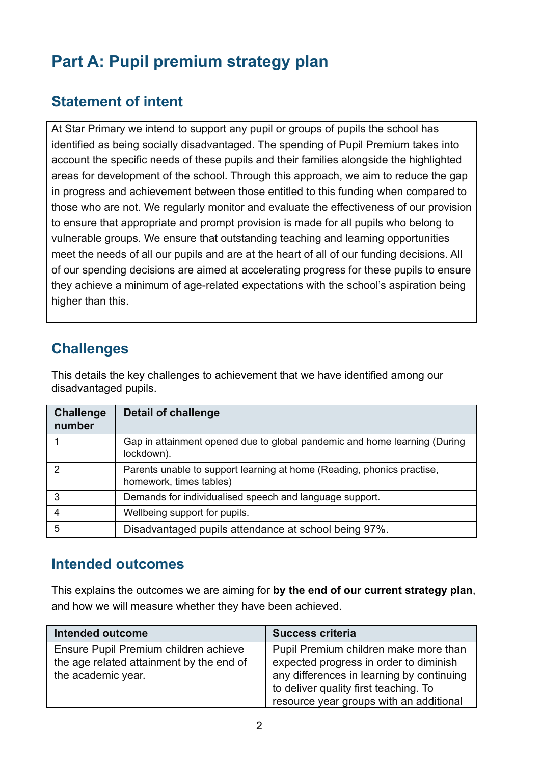# Part A: Pupil premium strategy plan

## Statement of intent

At Star Primary we intend to support any pupil or groups of pupils the school has identified as being socially disadvantaged. The spending of Pupil Premium takes into account the specific needs of these pupils and their families alongside the highlighted areas for development of the school. Through this approach, we aim to reduce the gap in progress and achievement between those entitled to this funding when compared to those who are not. We regularly monitor and evaluate the effectiveness of our provision to ensure that appropriate and prompt provision is made for all pupils who belong to vulnerable groups. We ensure that outstanding teaching and learning opportunities meet the needs of all our pupils and are at the heart of all of our funding decisions. All of our spending decisions are aimed at accelerating progress for these pupils to ensure they achieve a minimum of age-related expectations with the school's aspiration being higher than this.

## Challenges

This details the key challenges to achievement that we have identified among our disadvantaged pupils.

| Challenge number | Detail of challenge |
|---|---|
| 1 | Gap in attainment opened due to global pandemic and home learning (During lockdown). |
| 2 | Parents unable to support learning at home (Reading, phonics practise, homework, times tables) |
| 3 | Demands for individualised speech and language support. |
| 4 | Wellbeing support for pupils. |
| 5 | Disadvantaged pupils attendance at school being 97%. |

## Intended outcomes

This explains the outcomes we are aiming for **by the end of our current strategy plan**, and how we will measure whether they have been achieved.

| Intended outcome | Success criteria |
|---|---|
| Ensure Pupil Premium children achieve the age related attainment by the end of the academic year. | Pupil Premium children make more than expected progress in order to diminish any differences in learning by continuing to deliver quality first teaching. To resource year groups with an additional |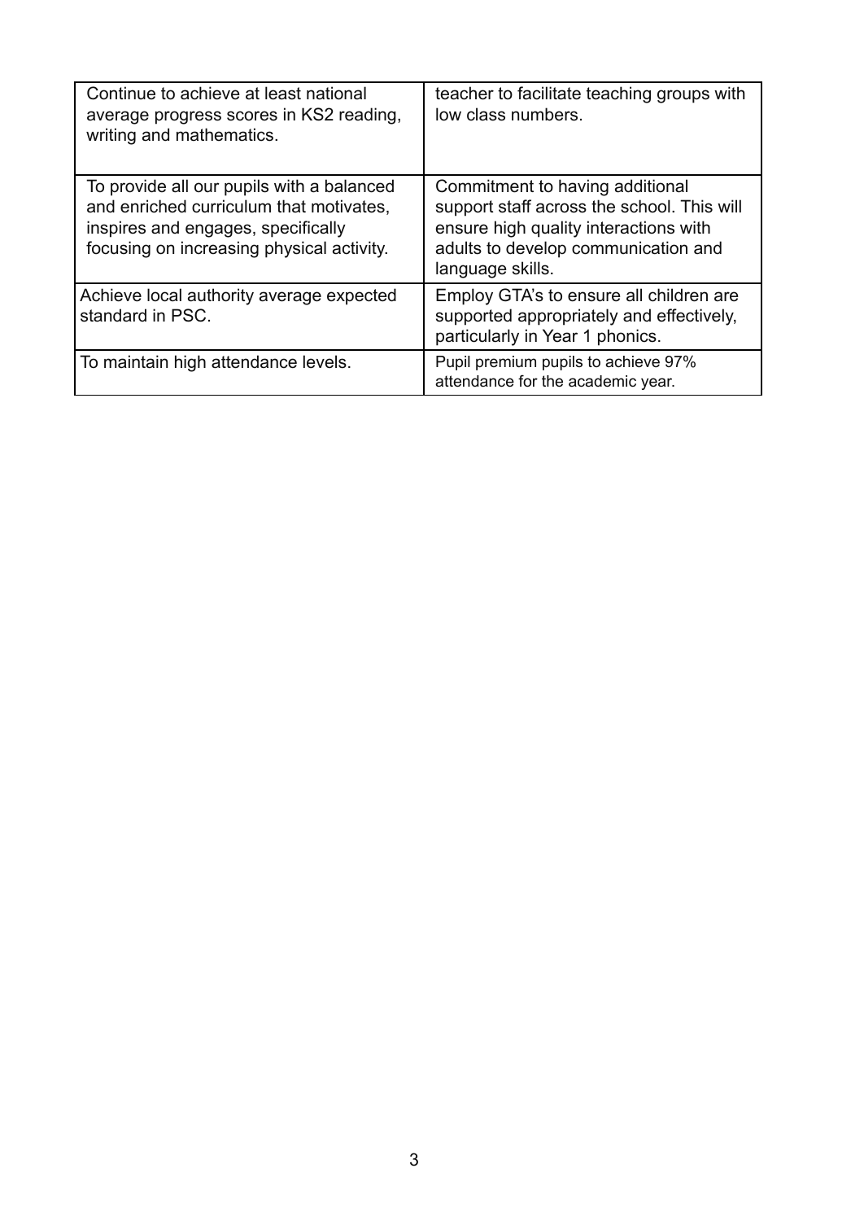| | |
|---|---|
| Continue to achieve at least national average progress scores in KS2 reading, writing and mathematics. | teacher to facilitate teaching groups with low class numbers. |
| To provide all our pupils with a balanced and enriched curriculum that motivates, inspires and engages, specifically focusing on increasing physical activity. | Commitment to having additional support staff across the school. This will ensure high quality interactions with adults to develop communication and language skills. |
| Achieve local authority average expected standard in PSC. | Employ GTA's to ensure all children are supported appropriately and effectively, particularly in Year 1 phonics. |
| To maintain high attendance levels. | Pupil premium pupils to achieve 97% attendance for the academic year. |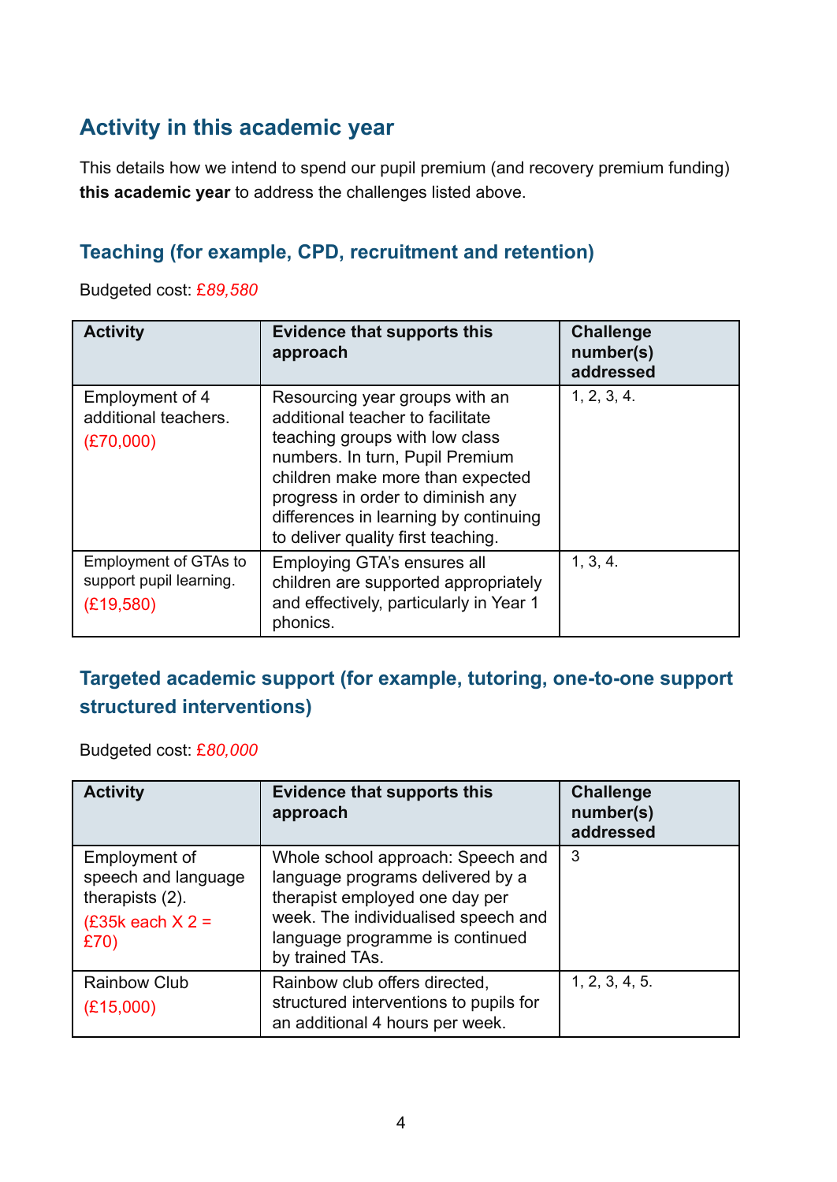## Activity in this academic year

This details how we intend to spend our pupil premium (and recovery premium funding) **this academic year** to address the challenges listed above.

### Teaching (for example, CPD, recruitment and retention)

Budgeted cost: *£89,580*

| Activity | Evidence that supports this approach | Challenge number(s) addressed |
|---|---|---|
| Employment of 4 additional teachers. (£70,000) | Resourcing year groups with an additional teacher to facilitate teaching groups with low class numbers. In turn, Pupil Premium children make more than expected progress in order to diminish any differences in learning by continuing to deliver quality first teaching. | 1, 2, 3, 4. |
| Employment of GTAs to support pupil learning. (£19,580) | Employing GTA's ensures all children are supported appropriately and effectively, particularly in Year 1 phonics. | 1, 3, 4. |

### Targeted academic support (for example, tutoring, one-to-one support structured interventions)

Budgeted cost: *£80,000*

| Activity | Evidence that supports this approach | Challenge number(s) addressed |
|---|---|---|
| Employment of speech and language therapists (2). (£35k each X 2 = £70) | Whole school approach: Speech and language programs delivered by a therapist employed one day per week. The individualised speech and language programme is continued by trained TAs. | 3 |
| Rainbow Club (£15,000) | Rainbow club offers directed, structured interventions to pupils for an additional 4 hours per week. | 1, 2, 3, 4, 5. |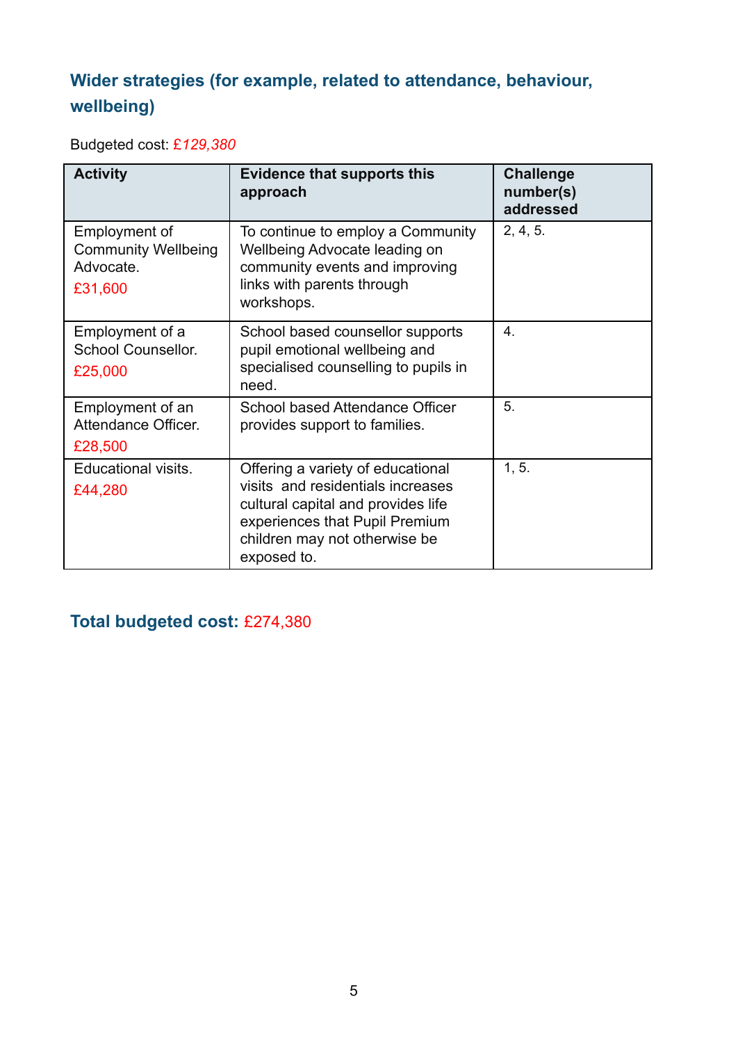## Wider strategies (for example, related to attendance, behaviour, wellbeing)

Budgeted cost: £*129,380*

| Activity | Evidence that supports this approach | Challenge number(s) addressed |
|---|---|---|
| Employment of Community Wellbeing Advocate. £31,600 | To continue to employ a Community Wellbeing Advocate leading on community events and improving links with parents through workshops. | 2, 4, 5. |
| Employment of a School Counsellor. £25,000 | School based counsellor supports pupil emotional wellbeing and specialised counselling to pupils in need. | 4. |
| Employment of an Attendance Officer. £28,500 | School based Attendance Officer provides support to families. | 5. |
| Educational visits. £44,280 | Offering a variety of educational visits and residentials increases cultural capital and provides life experiences that Pupil Premium children may not otherwise be exposed to. | 1, 5. |

## Total budgeted cost: £274,380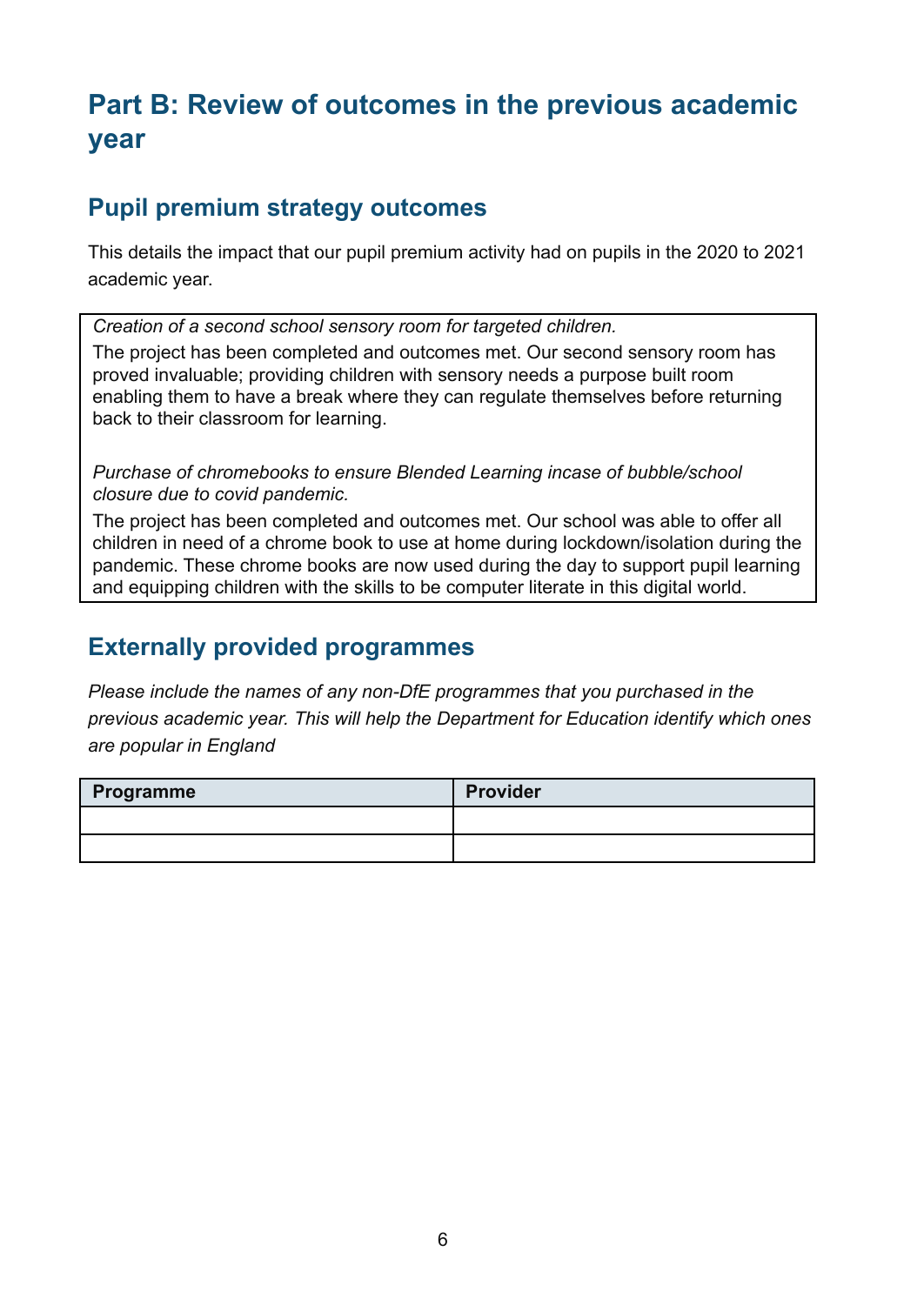# Part B: Review of outcomes in the previous academic year

## Pupil premium strategy outcomes

This details the impact that our pupil premium activity had on pupils in the 2020 to 2021 academic year.

*Creation of a second school sensory room for targeted children.*

The project has been completed and outcomes met. Our second sensory room has proved invaluable; providing children with sensory needs a purpose built room enabling them to have a break where they can regulate themselves before returning back to their classroom for learning.

*Purchase of chromebooks to ensure Blended Learning incase of bubble/school closure due to covid pandemic.*

The project has been completed and outcomes met. Our school was able to offer all children in need of a chrome book to use at home during lockdown/isolation during the pandemic. These chrome books are now used during the day to support pupil learning and equipping children with the skills to be computer literate in this digital world.

## Externally provided programmes

*Please include the names of any non-DfE programmes that you purchased in the previous academic year. This will help the Department for Education identify which ones are popular in England*

| Programme | Provider |
| --- | --- |
| | |
| | |